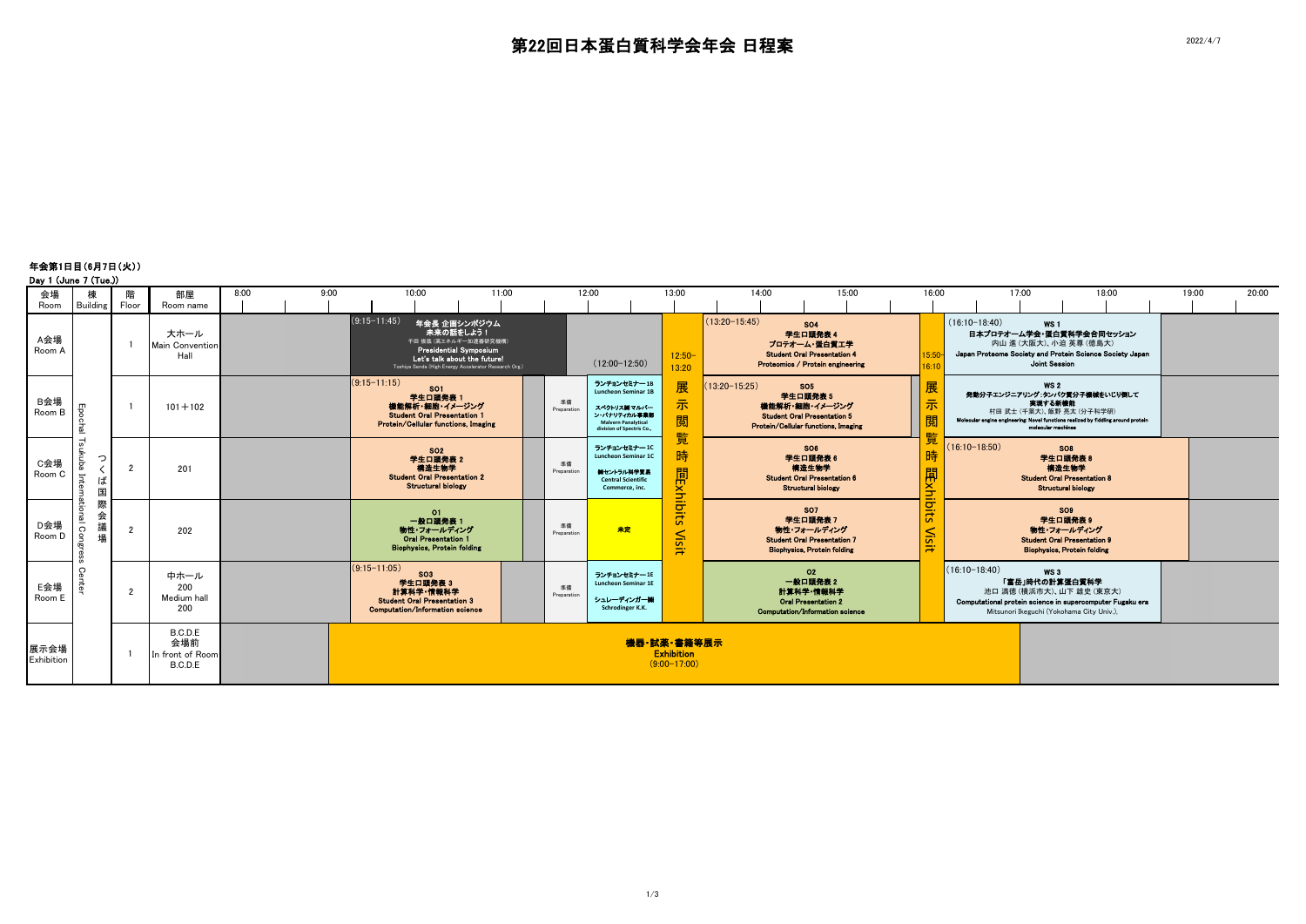# 第22回日本蛋白質科学会年会 日程案

2022/4/7

## 年会第1日目（6月7日（火））

Day 1 (June 7 (Tue.))

| 会場 Room | 棟 Building | 階 Floor | 部屋 Room name | 9:15–11:45頃 | 12:00–12:50 | 12:50–13:20 | 13:20–15:45頃 | 15:50–16:10 | 16:10–18:50頃 |
|---|---|---|---|---|---|---|---|---|---|
| A会場 Room A | つくば国際会議場 Epochal Tsukuba International Congress Center | 1 | 大ホール Main Convention Hall | (9:15–11:45) 年会長 企画シンポジウム 未来の話をしよう！ 千田 俊哉（高エネルギー加速器研究機構） Presidential Symposium Let's talk about the future! Toshiya Senda (High Energy Accelerator Research Org.) | (12:00–12:50) | 12:50–13:20 展示閲覧時間 Exhibits Visit | (13:20–15:45) SO4 学生口頭発表 4 プロテオーム・蛋白質工学 Student Oral Presentation 4 Proteomics / Protein engineering | 15:50–16:10 展示閲覧時間 Exhibits Visit | (16:10–18:40) WS 1 日本プロテオーム学会・蛋白質科学会合同セッション 内山 進（大阪大）、小迫 英尊（徳島大） Japan Proteome Society and Protein Science Society Japan Joint Session |
| B会場 Room B | | 1 | 101＋102 | (9:15–11:15) SO1 学生口頭発表 1 機能解析・細胞・イメージング Student Oral Presentation 1 Protein/Cellular functions, Imaging | 準備 Preparation / ランチョンセミナー1B Luncheon Seminar 1B スペクトリス(株) マルバーン・パナリティカル事業部 Malvern Panalytical division of Spectris Co., | | (13:20–15:25) SO5 学生口頭発表 5 機能解析・細胞・イメージング Student Oral Presentation 5 Protein/Cellular functions, Imaging | | WS 2 発動分子エンジニアリング：タンパク質分子機械をいじり倒して実現する新機能 村田 武士（千葉大）、飯野 亮太（分子科学研） Molecular engine engineering: Novel functions realized by fiddling around protein molecular machines |
| C会場 Room C | | 2 | 201 | SO2 学生口頭発表 2 構造生物学 Student Oral Presentation 2 Structural biology | 準備 Preparation / ランチョンセミナー1C Luncheon Seminar 1C (株)セントラル科学貿易 Central Scientific Commerce, inc. | | SO6 学生口頭発表 6 構造生物学 Student Oral Presentation 6 Structural biology | | (16:10–18:50) SO8 学生口頭発表 8 構造生物学 Student Oral Presentation 8 Structural biology |
| D会場 Room D | | 2 | 202 | O1 一般口頭発表 1 物性・フォールディング Oral Presentation 1 Biophysics, Protein folding | 準備 Preparation / 未定 | | SO7 学生口頭発表 7 物性・フォールディング Student Oral Presentation 7 Biophysics, Protein folding | | SO9 学生口頭発表 9 物性・フォールディング Student Oral Presentation 9 Biophysics, Protein folding |
| E会場 Room E | | 2 | 中ホール 200 Medium hall 200 | (9:15–11:05) SO3 学生口頭発表 3 計算科学・情報科学 Student Oral Presentation 3 Computation/Information science | 準備 Preparation / ランチョンセミナー1E Luncheon Seminar 1E シュレーディンガー(株) Schrodinger K.K. | | O2 一般口頭発表 2 計算科学・情報科学 Oral Presentation 2 Computation/Information science | | (16:10–18:40) WS 3 「富岳」時代の計算蛋白質科学 池口 満徳（横浜市大）、山下 雄史（東京大） Computational protein science in supercomputer Fugaku era Mitsunori Ikeguchi (Yokohama City Univ.), |
| 展示会場 Exhibition | | 1 | B.C.D.E 会場前 In front of Room B.C.D.E | 機器・試薬・書籍等展示 Exhibition (9:00–17:00) | | | | | |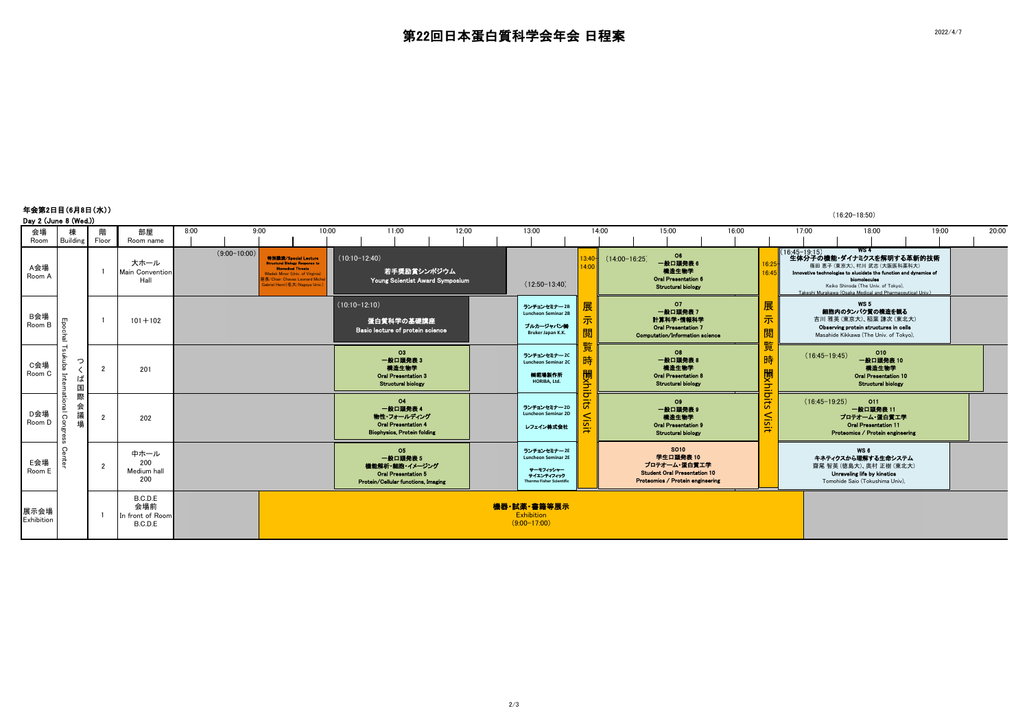# 第22回日本蛋白質科学会年会 日程案

2022/4/7

## 年会第2日目（6月8日（水））
Day 2 (June 8 (Wed.))

Building: つくば国際会議場 Epochal Tsukuba International Congress Center

| 会場 Room | 階 Floor | 部屋 Room name | 9:00–10:00 | 10:10–12:40 | 12:50–13:40 | 13:40–14:00 | 14:00–16:25 | 16:25–16:45 | 16:45– |
|---|---|---|---|---|---|---|---|---|---|
| A会場 Room A | 1 | 大ホール Main Convention Hall | (9:00–10:00) 特別講演/Special Lecture Structural Biology Response to Biomedical Threats Wladek Minor (Univ. of Virginia) 座長/Chair: Chavas Leonard Michel Gabriel Henri (名大/Nagoya Univ.) | (10:10–12:40) 若手奨励賞シンポジウム Young Scientist Award Symposium | (12:50–13:40) | 展示閲覧時間 Exhibits Visit | (14:00–16:25) O6 一般口頭発表 6 構造生物学 Oral Presentation 6 Structural biology | 展示閲覧時間 Exhibits Visit | (16:45–19:15) WS 4 生体分子の機能・ダイナミクスを解明する革新的技術 篠田 恵子 (東京大)、村川 武志 (大阪医科薬科大) Innovative technologies to elucidate the function and dynamics of biomolecules Keiko Shinoda (The Univ. of Tokyo), Takeshi Murakawa (Osaka Medical and Pharmaceutical Univ.) |
| B会場 Room B | 1 | 101＋102 | | (10:10–12:10) 蛋白質科学の基礎講座 Basic lecture of protein science | ランチョンセミナー 2B Luncheon Seminar 2B ブルカージャパン㈱ Bruker Japan K.K. | 展示閲覧時間 Exhibits Visit | O7 一般口頭発表 7 計算科学・情報科学 Oral Presentation 7 Computation/Information science | 展示閲覧時間 Exhibits Visit | (16:20–18:50) WS 5 細胞内のタンパク質の構造を観る 吉川 雅英 (東京大)、稲葉 謙次 (東北大) Observing protein structures in cells Masahide Kikkawa (The Univ. of Tokyo), |
| C会場 Room C | 2 | 201 | | O3 一般口頭発表 3 構造生物学 Oral Presentation 3 Structural biology | ランチョンセミナー 2C Luncheon Seminar 2C ㈱堀場製作所 HORIBA, Ltd. | 展示閲覧時間 Exhibits Visit | O8 一般口頭発表 8 構造生物学 Oral Presentation 8 Structural biology | 展示閲覧時間 Exhibits Visit | (16:45–19:45) O10 一般口頭発表 10 構造生物学 Oral Presentation 10 Structural biology |
| D会場 Room D | 2 | 202 | | O4 一般口頭発表 4 物性・フォールディング Oral Presentation 4 Biophysics, Protein folding | ランチョンセミナー 2D Luncheon Seminar 2D レフェイン株式会社 | 展示閲覧時間 Exhibits Visit | O9 一般口頭発表 9 構造生物学 Oral Presentation 9 Structural biology | 展示閲覧時間 Exhibits Visit | (16:45–19:25) O11 一般口頭発表 11 プロテオーム・蛋白質工学 Oral Presentation 11 Proteomics / Protein engineering |
| E会場 Room E | 2 | 中ホール 200 Medium hall 200 | | O5 一般口頭発表 5 機能解析・細胞・イメージング Oral Presentation 5 Protein/Cellular functions, Imaging | ランチョンセミナー 2E Luncheon Seminar 2E サーモフィッシャーサイエンティフィック Thermo Fisher Scientific | 展示閲覧時間 Exhibits Visit | SO10 学生口頭発表 10 プロテオーム・蛋白質工学 Student Oral Presentation 10 Proteomics / Protein engineering | 展示閲覧時間 Exhibits Visit | WS 6 キネティクスから理解する生命システム 齋尾 智英 (徳島大)、奥村 正樹 (東北大) Unraveling life by kinetics Tomohide Saio (Tokushima Univ), |
| 展示会場 Exhibition | 1 | B.C.D.E 会場前 In front of Room B.C.D.E | | 機器・試薬・書籍等展示 Exhibition (9:00–17:00) | | | | | |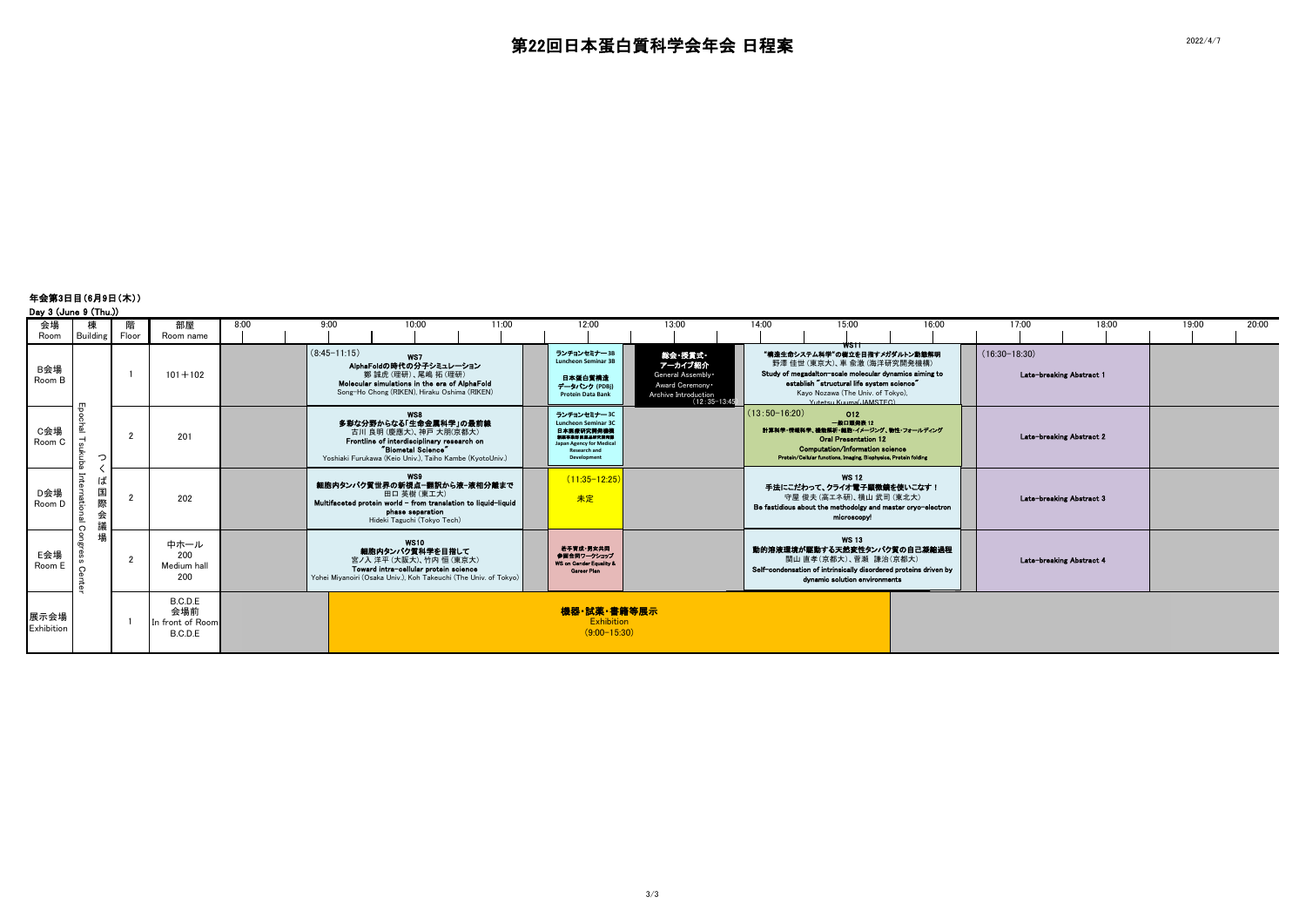# 第22回日本蛋白質科学会年会 日程案

2022/4/7

## 年会第3日目（6月9日（木））

Day 3 (June 9 (Thu.))

| 会場 Room | 棟 Building | 階 Floor | 部屋 Room name | 8:00–12:00 | 12:00–13:00 | 13:00–14:00 | 14:00–16:30 | 16:30–18:30 | 18:30–20:00 |
|---|---|---|---|---|---|---|---|---|---|
| B会場 Room B | Epochal Tsukuba International Congress Center つくば国際会議場 | 1 | 101＋102 | (8:45–11:15) WS7 AlphaFoldの時代の分子シミュレーション 鄭 誠虎（理研）、尾嶋 拓（理研） Molecular simulations in the era of AlphaFold Song-Ho Chong (RIKEN), Hiraku Oshima (RIKEN) | ランチョンセミナー3B Luncheon Seminar 3B 日本蛋白質構造データバンク (PDBj) Protein Data Bank | 総会・授賞式・アーカイブ紹介 General Assembly・Award Ceremony・Archive Introduction (12:35–13:45) | WS11 "構造生命システム科学"の樹立を目指すメガダルトン動態解明 野澤 佳世（東京大）、車 兪澈（海洋研究開発機構） Study of megadalton-scale molecular dynamics aiming to establish "structural life system science" Kayo Nozawa (The Univ. of Tokyo), Yutetsu Kuruma (JAMSTEC) | (16:30–18:30) Late-breaking Abstract 1 | |
| C会場 Room C | | 2 | 201 | WS8 多彩な分野からなる「生命金属科学」の最前線 古川 良明（慶應大）、神戸 大朋（京都大） Frontline of interdisciplinary research on "Biometal Science" Yoshiaki Furukawa (Keio Univ.), Taiho Kambe (KyotoUniv.) | ランチョンセミナー3C Luncheon Seminar 3C 日本医療研究開発機構 創薬事業部 医薬品研究開発課 Japan Agency for Medical Research and Development | | (13:50–16:20) O12 一般口頭発表 12 計算科学・情報科学、機能解析・細胞・イメージング、物性・フォールディング Oral Presentation 12 Computation/Information science Protein/Cellular functions, Imaging, Biophysics, Protein folding | Late-breaking Abstract 2 | |
| D会場 Room D | | 2 | 202 | WS9 細胞内タンパク質世界の新視点–翻訳から液–液相分離まで 田口 英樹（東工大） Multifaceted protein world – from translation to liquid-liquid phase seperation Hideki Taguchi (Tokyo Tech) | (11:35–12:25) 未定 | | WS 12 手法にこだわって、クライオ電子顕微鏡を使いこなす！ 守屋 俊夫（高エネ研）、横山 武司（東北大） Be fastidious about the methodolgy and master cryo-electron microscopy! | Late-breaking Abstract 3 | |
| E会場 Room E | | 2 | 中ホール 200 Medium hall 200 | WS10 細胞内タンパク質科学を目指して 宮ノ入 洋平（大阪大）、竹内 恒（東京大） Toward intra-cellular protein science Yohei Miyanoiri (Osaka Univ.), Koh Takeuchi (The Univ. of Tokyo) | 若手育成・男女共同参画合同ワークショップ WS on Gender Equality & Career Plan | | WS 13 動的溶液環境が駆動する天然変性タンパク質の自己凝縮過程 関山 直孝（京都大）、菅瀬 謙治（京都大） Self-condensation of intrinsically disordered proteins driven by dynamic solution environments | Late-breaking Abstract 4 | |
| 展示会場 Exhibition | | 1 | B.C.D.E 会場前 In front of Room B.C.D.E | 機器・試薬・書籍等展示 Exhibition (9:00–15:30) | | | | | |